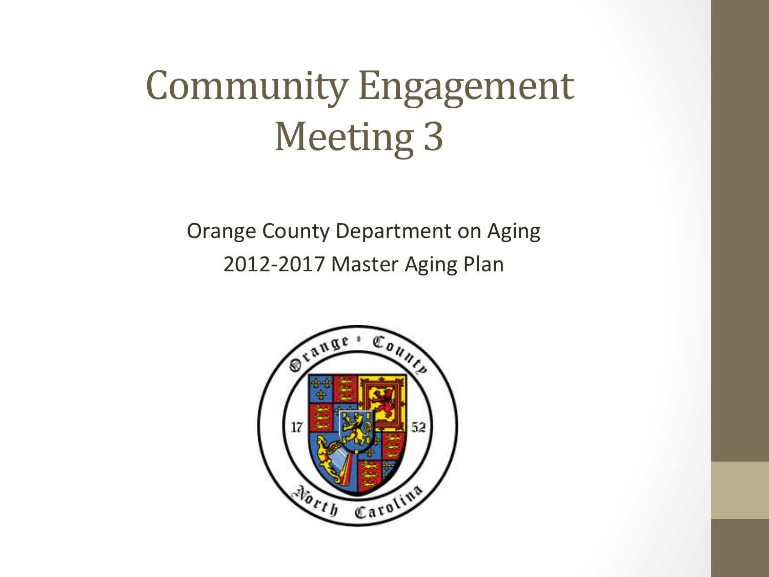# Community Engagement Meeting 3

Orange County Department on Aging

2012-2017 Master Aging Plan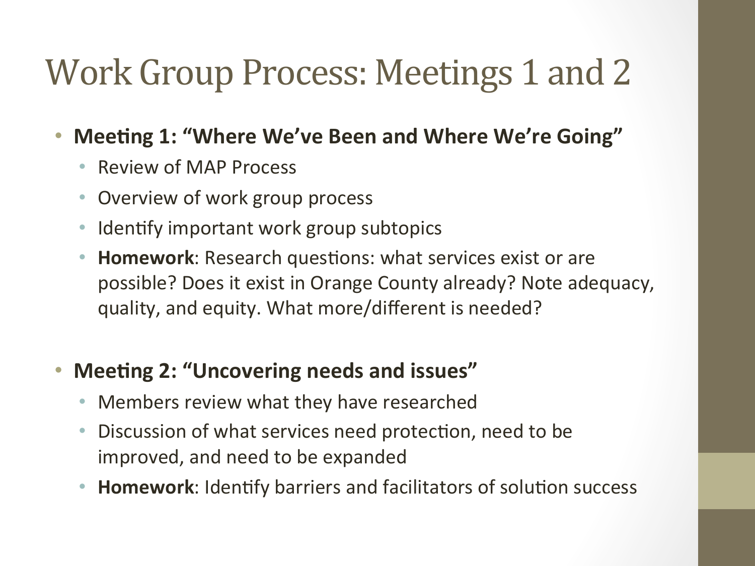# Work Group Process: Meetings 1 and 2

- **Meeting 1: "Where We've Been and Where We're Going"**
  - Review of MAP Process
  - Overview of work group process
  - Identify important work group subtopics
  - **Homework**: Research questions: what services exist or are possible? Does it exist in Orange County already? Note adequacy, quality, and equity. What more/different is needed?

- **Meeting 2: "Uncovering needs and issues"**
  - Members review what they have researched
  - Discussion of what services need protection, need to be improved, and need to be expanded
  - **Homework**: Identify barriers and facilitators of solution success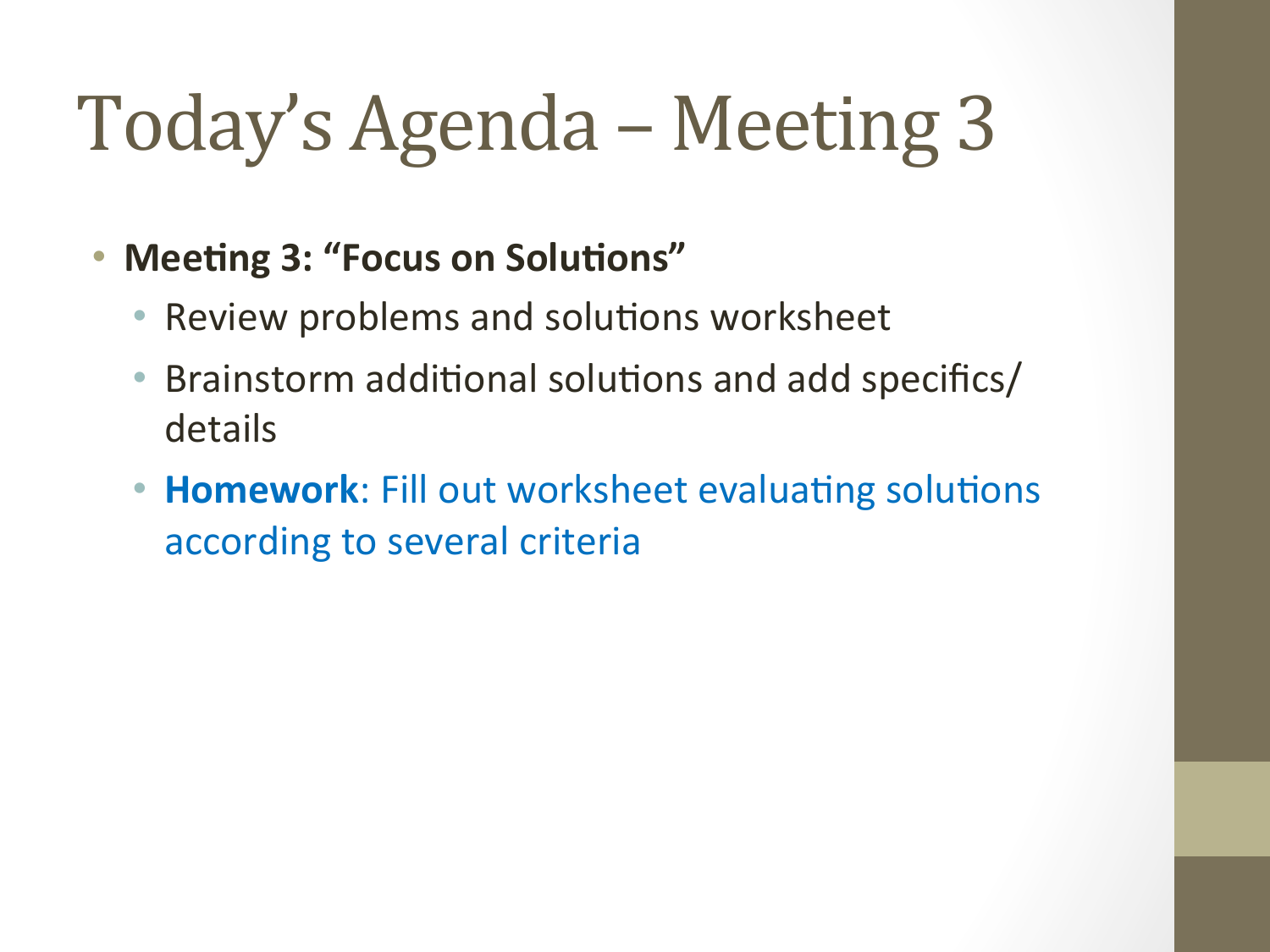# Today's Agenda – Meeting 3

- **Meeting 3: "Focus on Solutions"**
  - Review problems and solutions worksheet
  - Brainstorm additional solutions and add specifics/details
  - **Homework**: Fill out worksheet evaluating solutions according to several criteria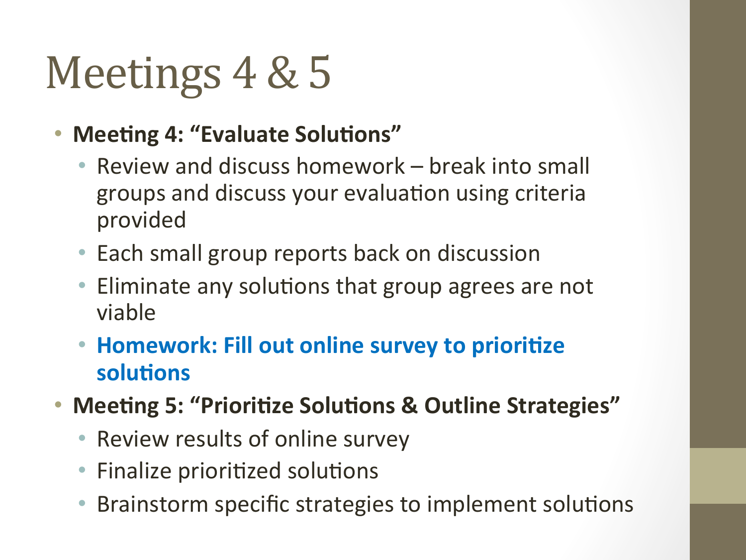# Meetings 4 & 5

- **Meeting 4: "Evaluate Solutions"**
  - Review and discuss homework – break into small groups and discuss your evaluation using criteria provided
  - Each small group reports back on discussion
  - Eliminate any solutions that group agrees are not viable
  - **Homework: Fill out online survey to prioritize solutions**
- **Meeting 5: "Prioritize Solutions & Outline Strategies"**
  - Review results of online survey
  - Finalize prioritized solutions
  - Brainstorm specific strategies to implement solutions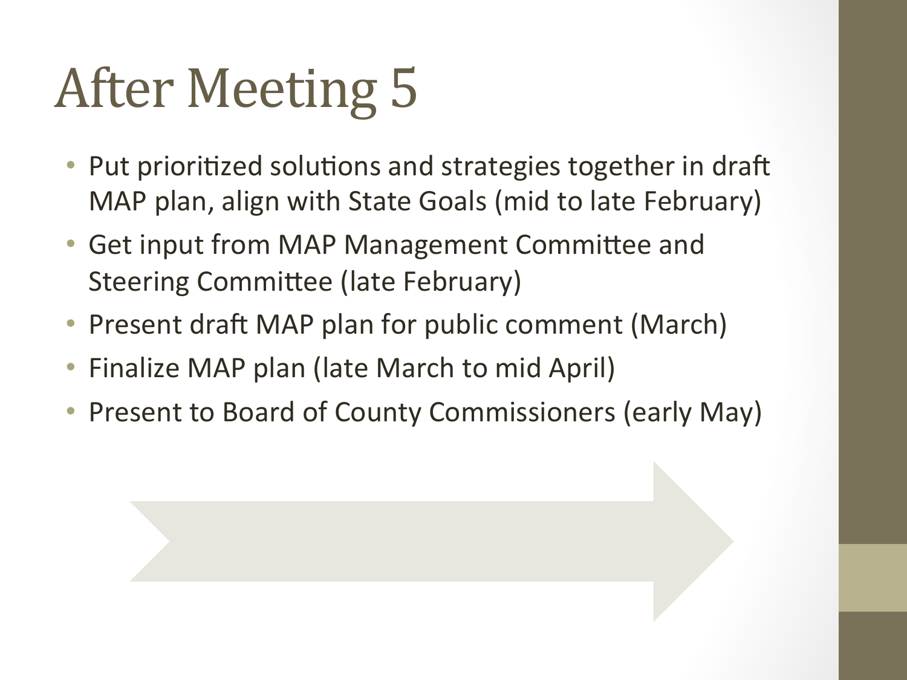# After Meeting 5

- Put prioritized solutions and strategies together in draft MAP plan, align with State Goals (mid to late February)
- Get input from MAP Management Committee and Steering Committee (late February)
- Present draft MAP plan for public comment (March)
- Finalize MAP plan (late March to mid April)
- Present to Board of County Commissioners (early May)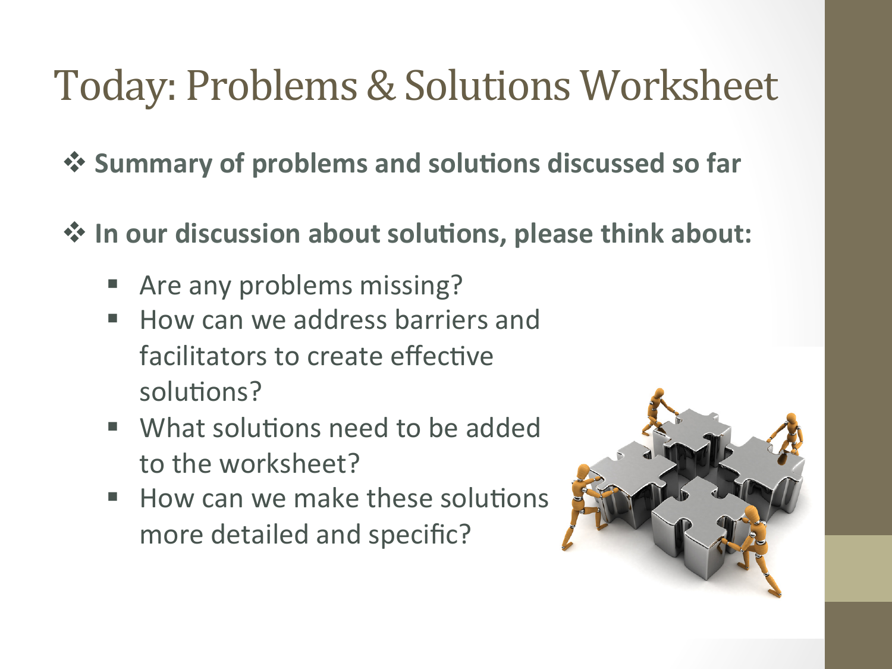# Today: Problems & Solutions Worksheet

- **Summary of problems and solutions discussed so far**
- **In our discussion about solutions, please think about:**
  - Are any problems missing?
  - How can we address barriers and facilitators to create effective solutions?
  - What solutions need to be added to the worksheet?
  - How can we make these solutions more detailed and specific?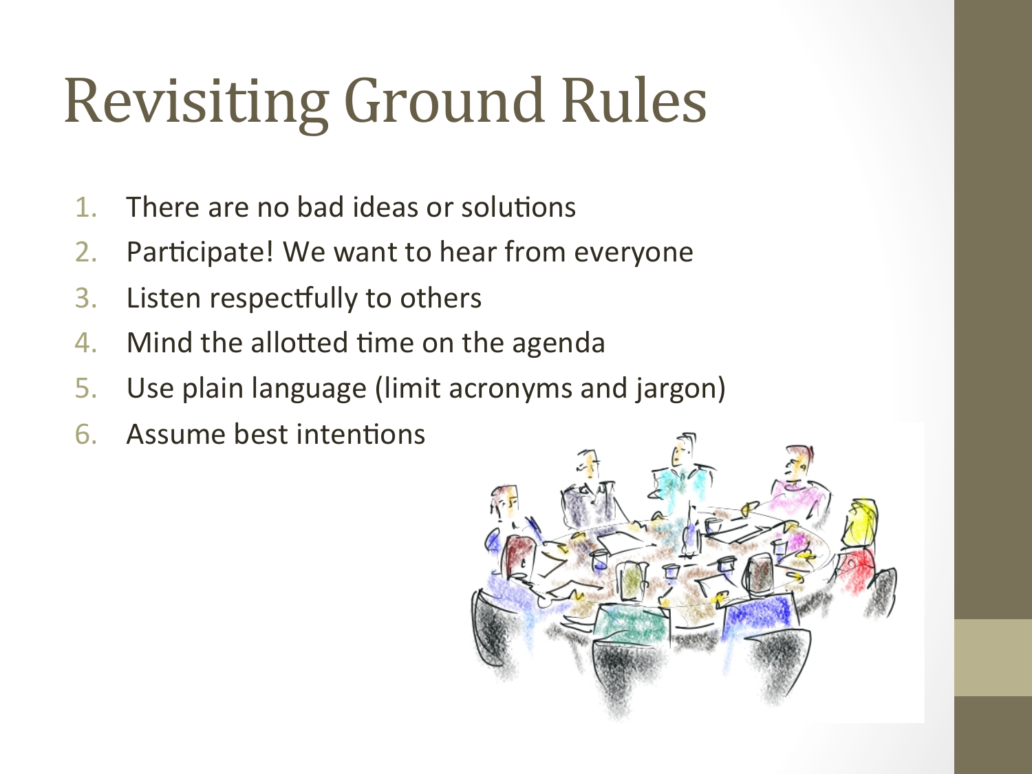# Revisiting Ground Rules

1. There are no bad ideas or solutions
2. Participate! We want to hear from everyone
3. Listen respectfully to others
4. Mind the allotted time on the agenda
5. Use plain language (limit acronyms and jargon)
6. Assume best intentions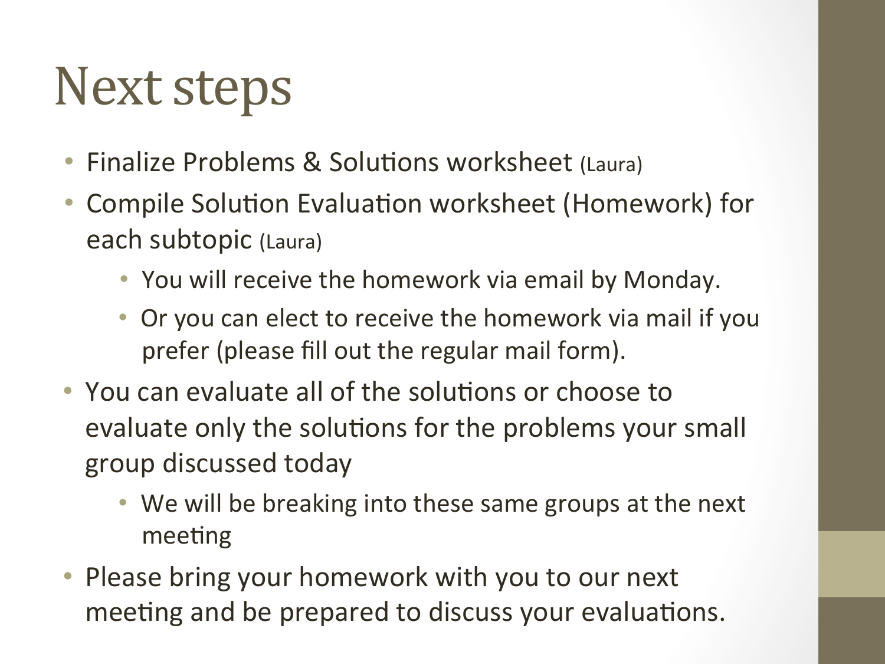# Next steps

- Finalize Problems & Solutions worksheet (Laura)
- Compile Solution Evaluation worksheet (Homework) for each subtopic (Laura)
  - You will receive the homework via email by Monday.
  - Or you can elect to receive the homework via mail if you prefer (please fill out the regular mail form).
- You can evaluate all of the solutions or choose to evaluate only the solutions for the problems your small group discussed today
  - We will be breaking into these same groups at the next meeting
- Please bring your homework with you to our next meeting and be prepared to discuss your evaluations.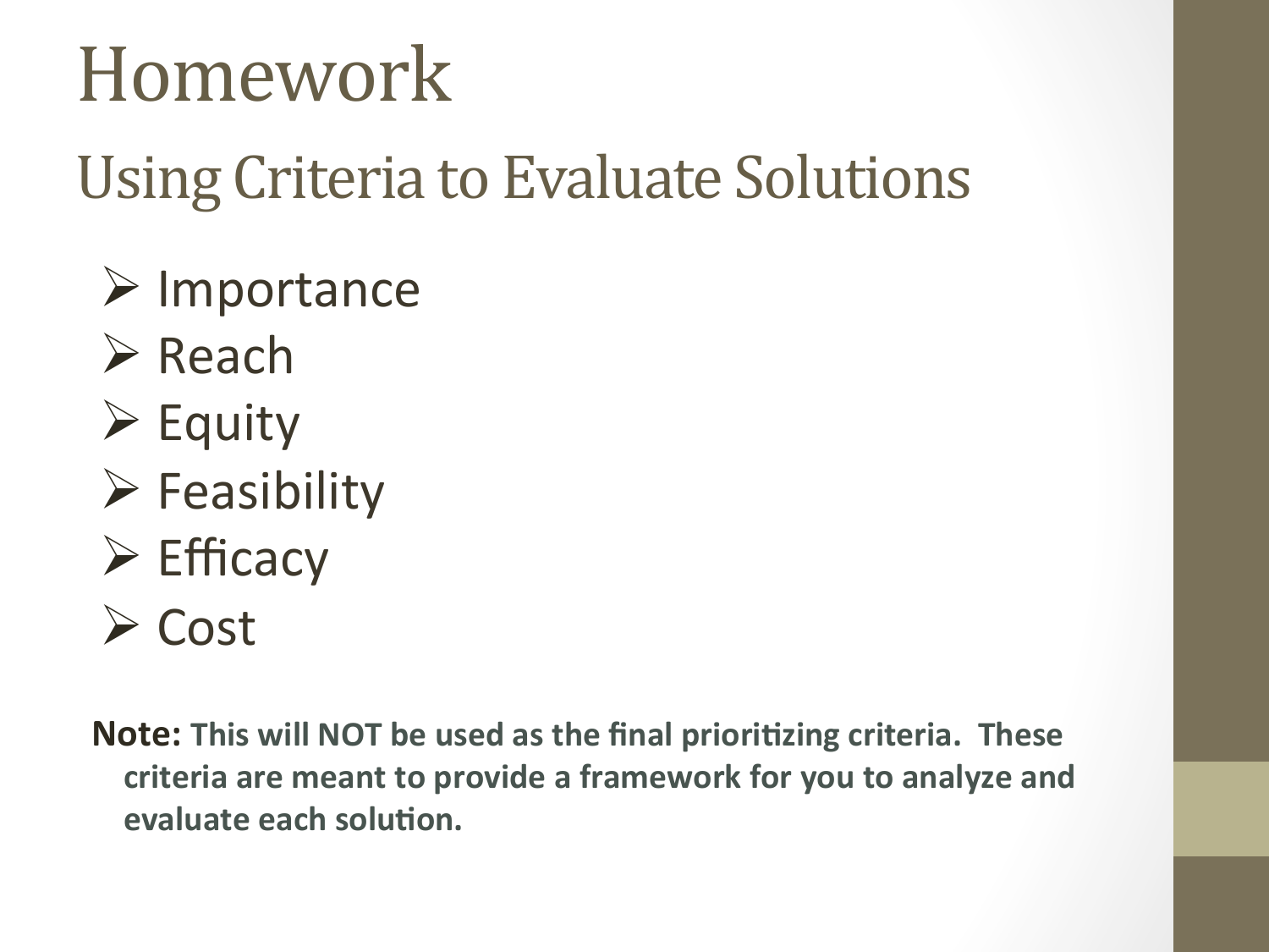# Homework

## Using Criteria to Evaluate Solutions

- Importance
- Reach
- Equity
- Feasibility
- Efficacy
- Cost

**Note: This will NOT be used as the final prioritizing criteria. These criteria are meant to provide a framework for you to analyze and evaluate each solution.**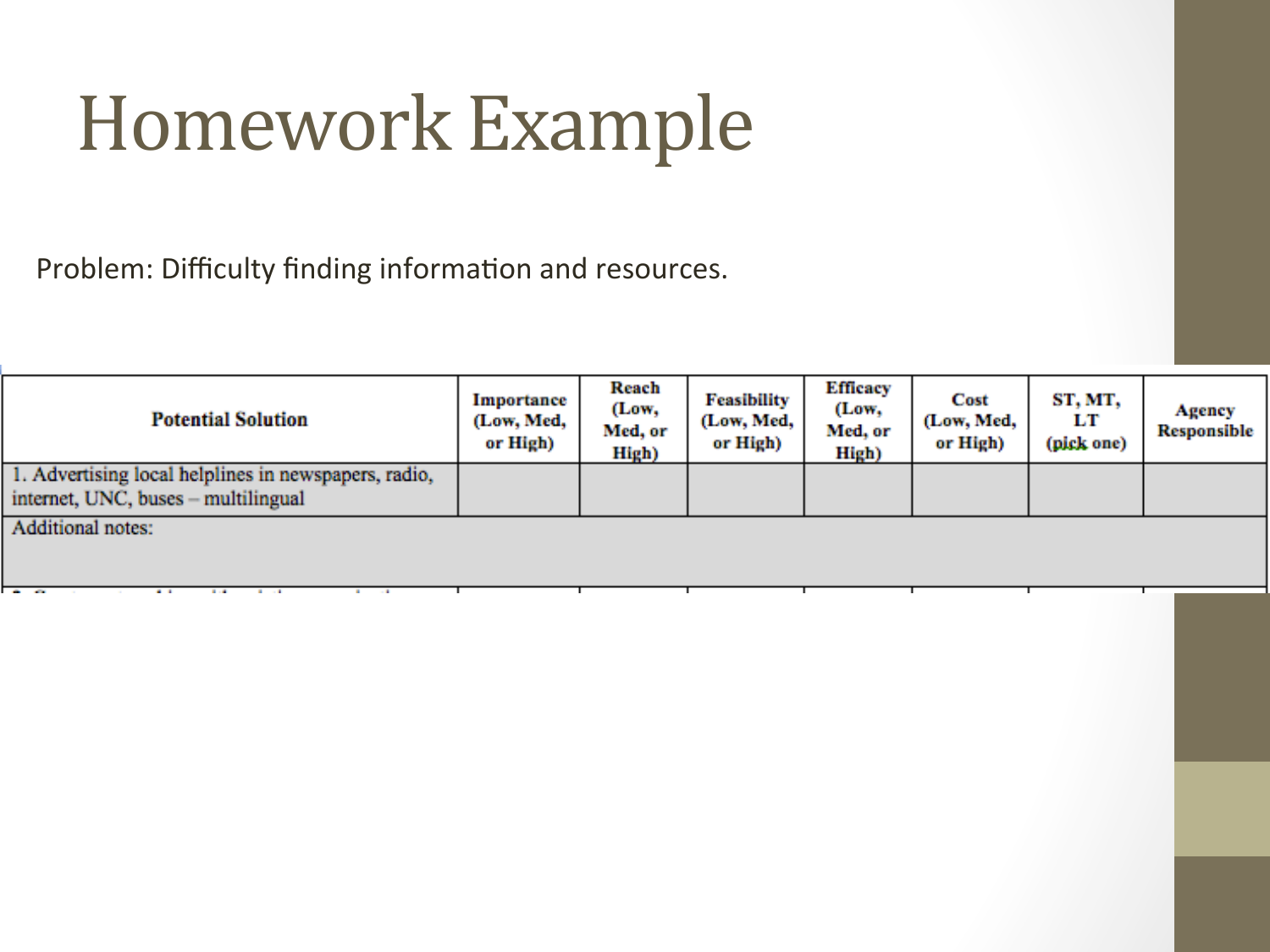# Homework Example

Problem: Difficulty finding information and resources.

| Potential Solution | Importance (Low, Med, or High) | Reach (Low, Med, or High) | Feasibility (Low, Med, or High) | Efficacy (Low, Med, or High) | Cost (Low, Med, or High) | ST, MT, LT (pick one) | Agency Responsible |
|---|---|---|---|---|---|---|---|
| 1. Advertising local helplines in newspapers, radio, internet, UNC, buses – multilingual | | | | | | | |
| Additional notes: | | | | | | | |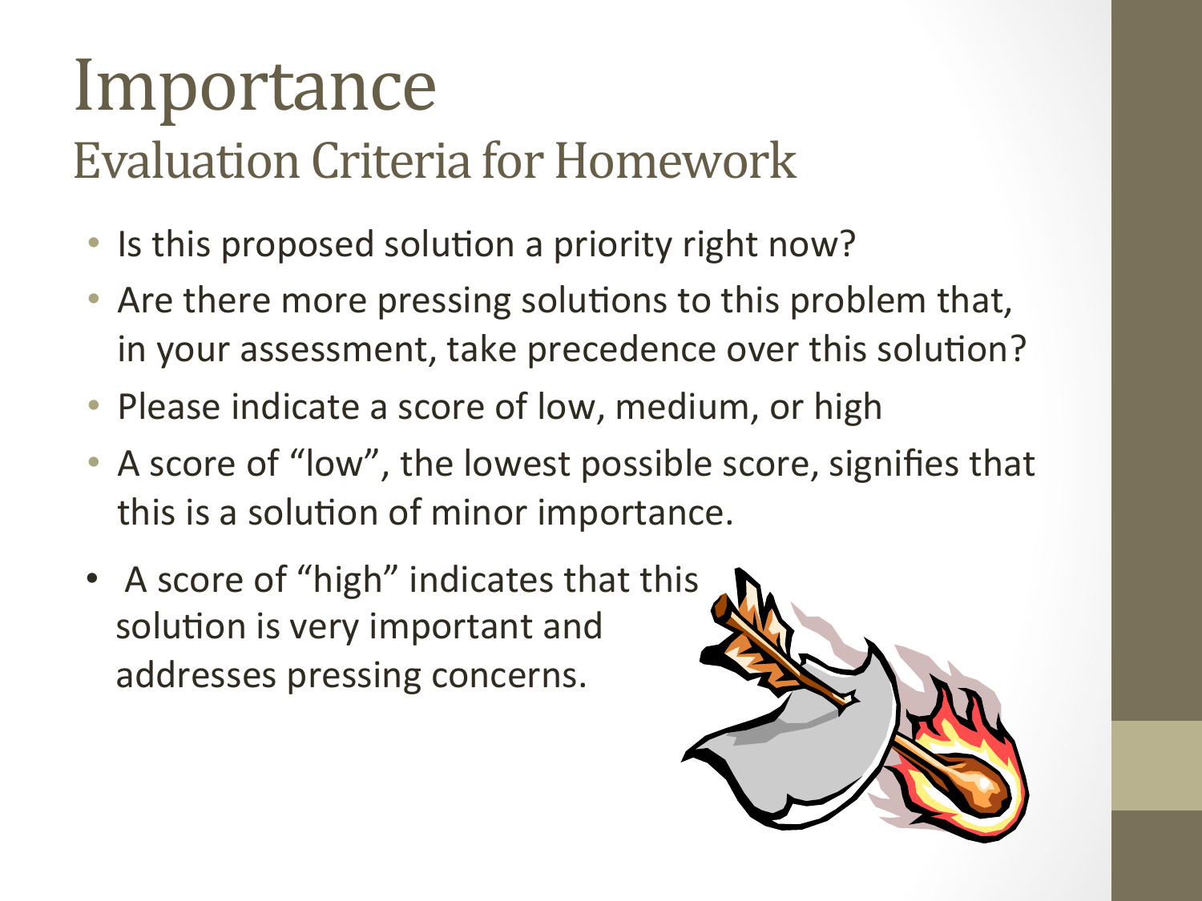# Importance

## Evaluation Criteria for Homework

- Is this proposed solution a priority right now?
- Are there more pressing solutions to this problem that, in your assessment, take precedence over this solution?
- Please indicate a score of low, medium, or high
- A score of "low", the lowest possible score, signifies that this is a solution of minor importance.
- A score of "high" indicates that this solution is very important and addresses pressing concerns.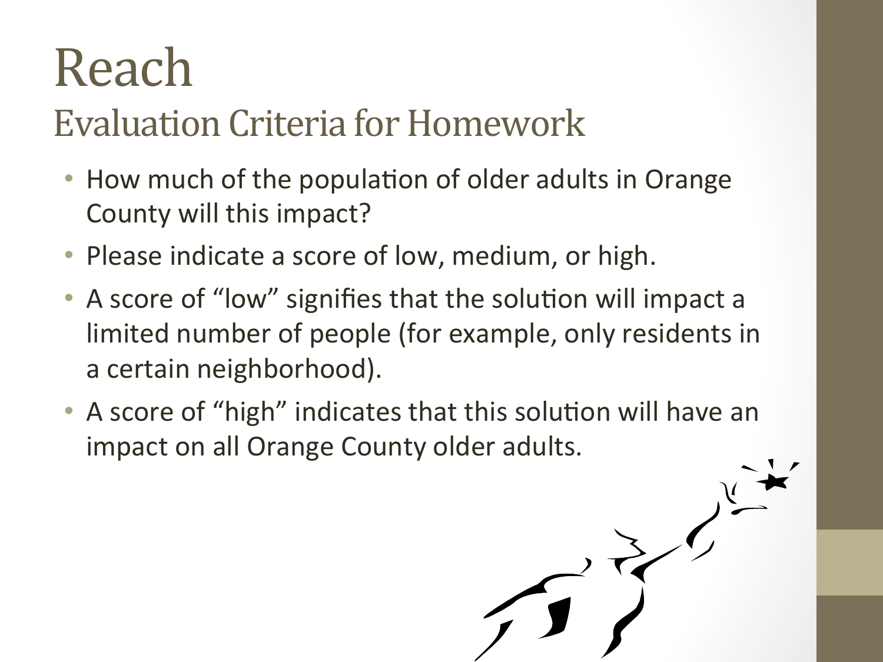# Reach

## Evaluation Criteria for Homework

- How much of the population of older adults in Orange County will this impact?
- Please indicate a score of low, medium, or high.
- A score of "low" signifies that the solution will impact a limited number of people (for example, only residents in a certain neighborhood).
- A score of "high" indicates that this solution will have an impact on all Orange County older adults.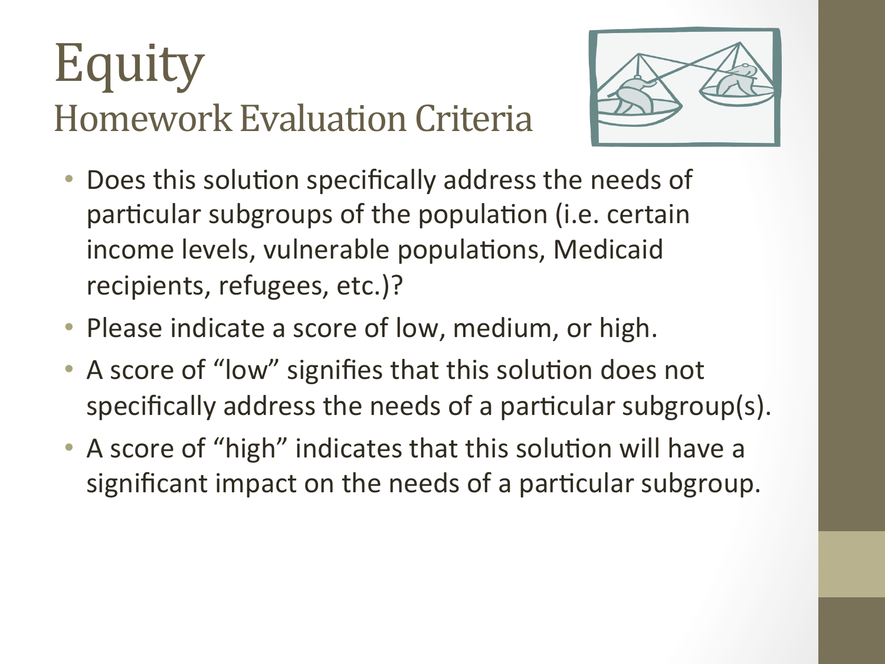# Equity

## Homework Evaluation Criteria

- Does this solution specifically address the needs of particular subgroups of the population (i.e. certain income levels, vulnerable populations, Medicaid recipients, refugees, etc.)?
- Please indicate a score of low, medium, or high.
- A score of "low" signifies that this solution does not specifically address the needs of a particular subgroup(s).
- A score of "high" indicates that this solution will have a significant impact on the needs of a particular subgroup.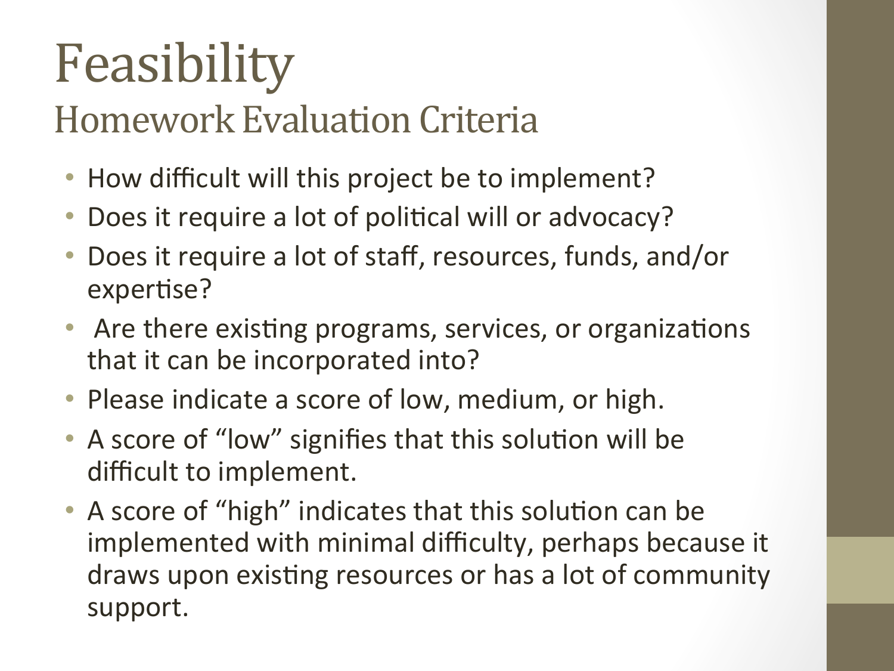# Feasibility

## Homework Evaluation Criteria

- How difficult will this project be to implement?
- Does it require a lot of political will or advocacy?
- Does it require a lot of staff, resources, funds, and/or expertise?
- Are there existing programs, services, or organizations that it can be incorporated into?
- Please indicate a score of low, medium, or high.
- A score of "low" signifies that this solution will be difficult to implement.
- A score of "high" indicates that this solution can be implemented with minimal difficulty, perhaps because it draws upon existing resources or has a lot of community support.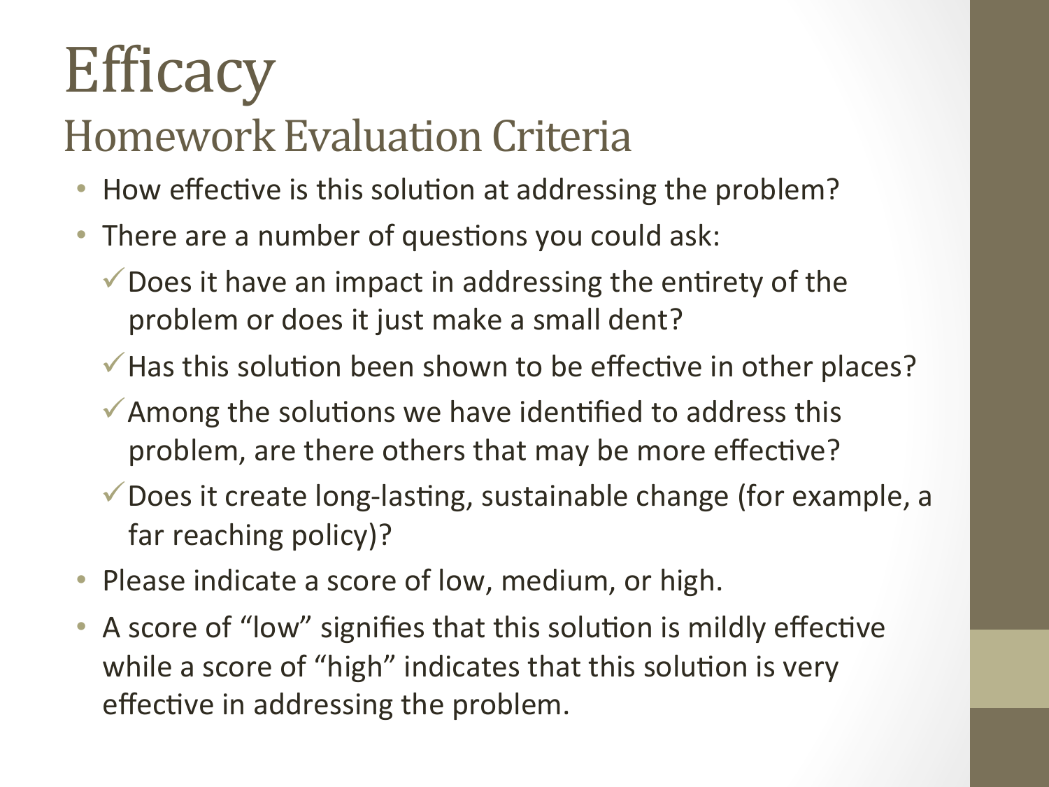# Efficacy

## Homework Evaluation Criteria

- How effective is this solution at addressing the problem?
- There are a number of questions you could ask:
  - ✓ Does it have an impact in addressing the entirety of the problem or does it just make a small dent?
  - ✓ Has this solution been shown to be effective in other places?
  - ✓ Among the solutions we have identified to address this problem, are there others that may be more effective?
  - ✓ Does it create long-lasting, sustainable change (for example, a far reaching policy)?
- Please indicate a score of low, medium, or high.
- A score of "low" signifies that this solution is mildly effective while a score of "high" indicates that this solution is very effective in addressing the problem.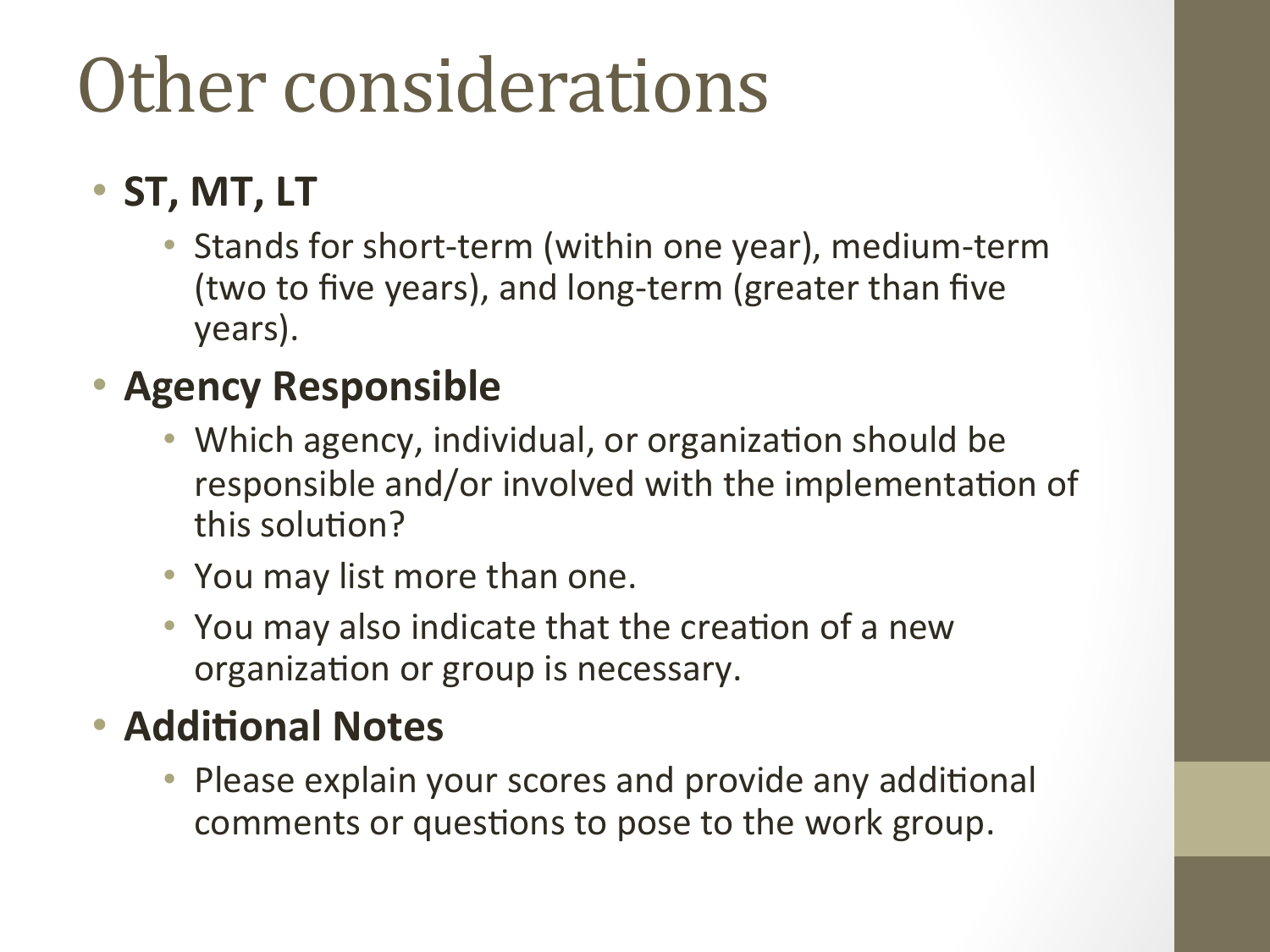# Other considerations

- **ST, MT, LT**
  - Stands for short-term (within one year), medium-term (two to five years), and long-term (greater than five years).
- **Agency Responsible**
  - Which agency, individual, or organization should be responsible and/or involved with the implementation of this solution?
  - You may list more than one.
  - You may also indicate that the creation of a new organization or group is necessary.
- **Additional Notes**
  - Please explain your scores and provide any additional comments or questions to pose to the work group.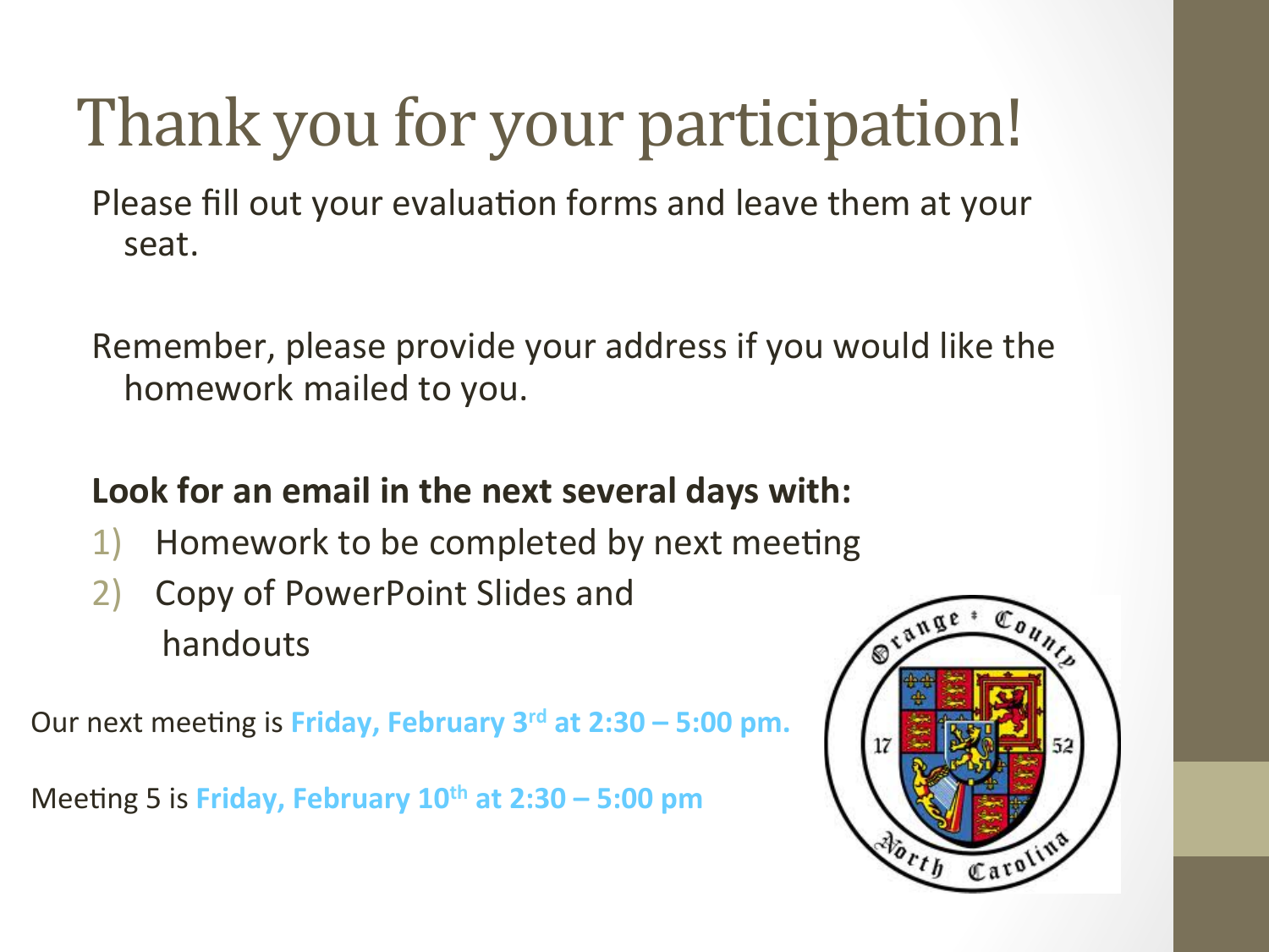# Thank you for your participation!

Please fill out your evaluation forms and leave them at your seat.

Remember, please provide your address if you would like the homework mailed to you.

**Look for an email in the next several days with:**

1) Homework to be completed by next meeting
2) Copy of PowerPoint Slides and handouts

Our next meeting is **Friday, February 3rd at 2:30 – 5:00 pm.**

Meeting 5 is **Friday, February 10th at 2:30 – 5:00 pm**